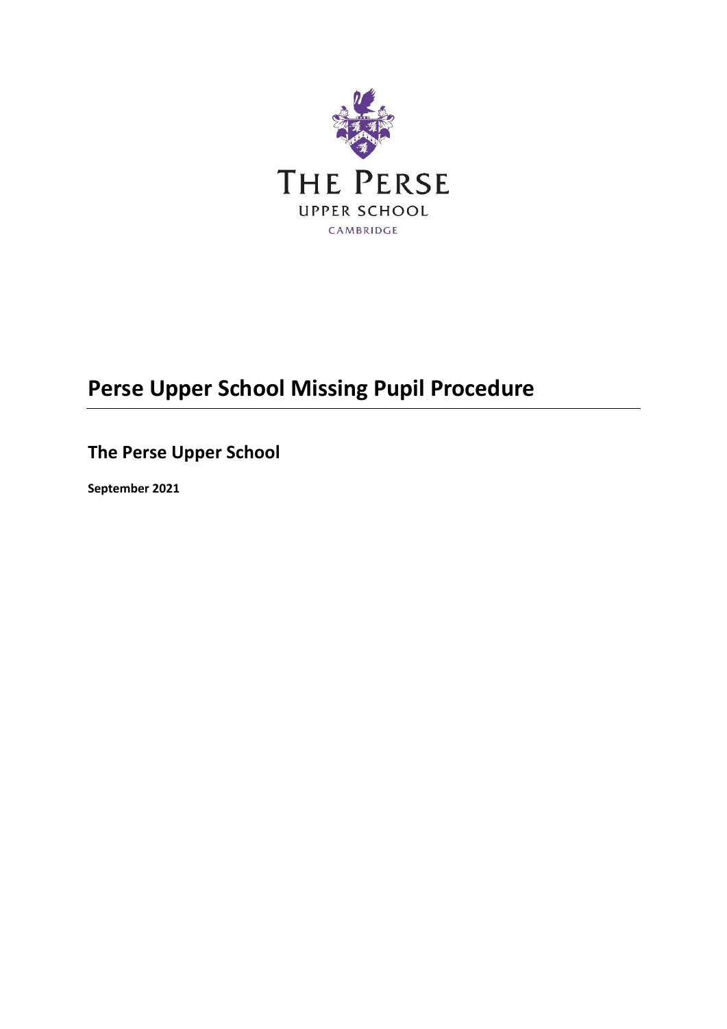THE PERSE

UPPER SCHOOL

CAMBRIDGE

# Perse Upper School Missing Pupil Procedure

## The Perse Upper School

**September 2021**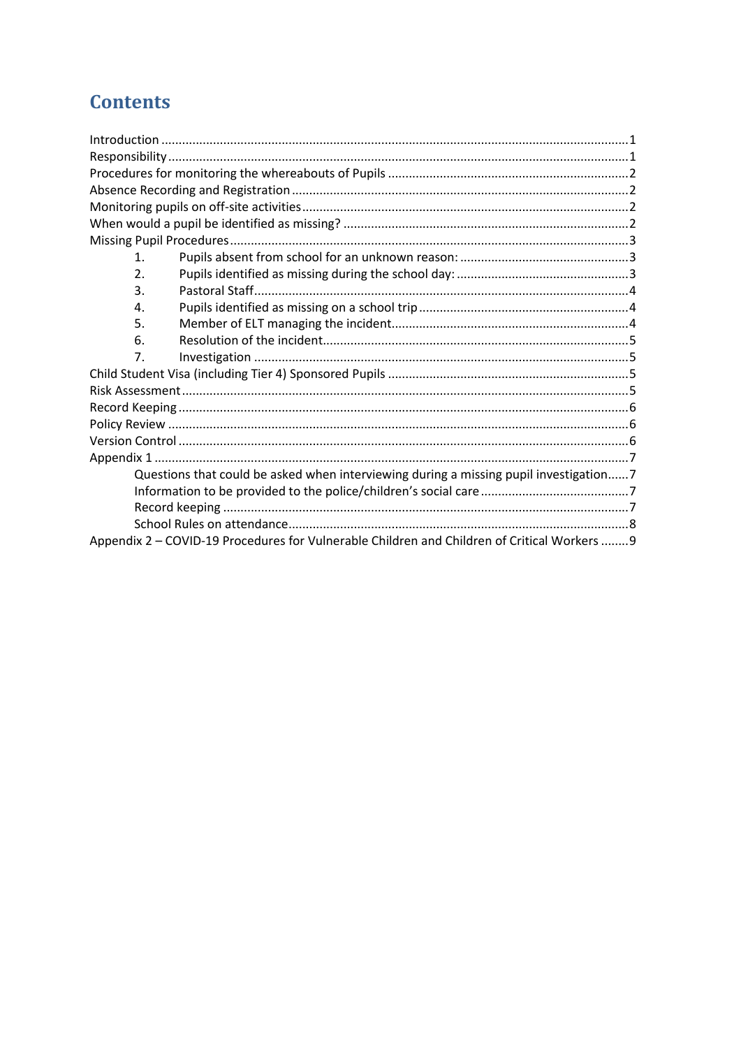# Contents

Introduction ....................................................................................................................1
Responsibility ..................................................................................................................1
Procedures for monitoring the whereabouts of Pupils ....................................................................2
Absence Recording and Registration ..........................................................................................2
Monitoring pupils on off-site activities .........................................................................................2
When would a pupil be identified as missing? ...............................................................................2
Missing Pupil Procedures ..................................................................................................3

1. Pupils absent from school for an unknown reason: ................................................3
2. Pupils identified as missing during the school day: ................................................3
3. Pastoral Staff ........................................................................................................4
4. Pupils identified as missing on a school trip ..........................................................4
5. Member of ELT managing the incident ..................................................................4
6. Resolution of the incident .....................................................................................5
7. Investigation ........................................................................................................5

Child Student Visa (including Tier 4) Sponsored Pupils ...................................................................5
Risk Assessment ..............................................................................................................5
Record Keeping ...............................................................................................................6
Policy Review ..................................................................................................................6
Version Control ................................................................................................................6
Appendix 1 ......................................................................................................................7

- Questions that could be asked when interviewing during a missing pupil investigation......7
- Information to be provided to the police/children's social care ..........................................7
- Record keeping ..................................................................................................7
- School Rules on attendance ..................................................................................8

Appendix 2 – COVID-19 Procedures for Vulnerable Children and Children of Critical Workers ........9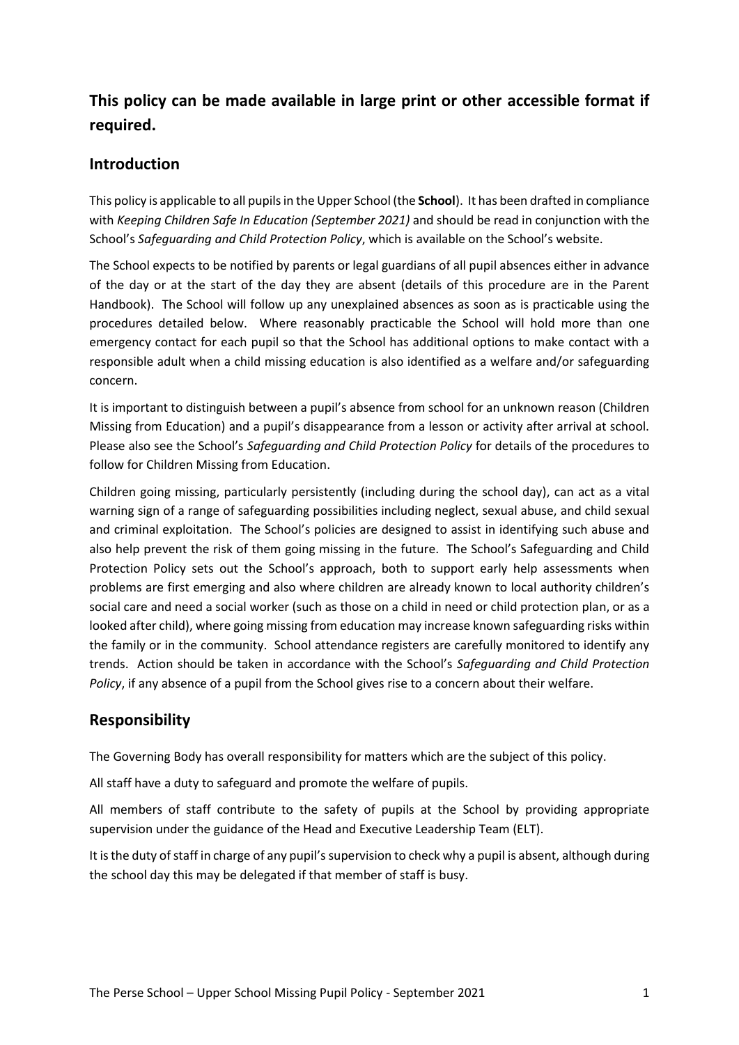## This policy can be made available in large print or other accessible format if required.

## Introduction

This policy is applicable to all pupils in the Upper School (the **School**). It has been drafted in compliance with *Keeping Children Safe In Education (September 2021)* and should be read in conjunction with the School's *Safeguarding and Child Protection Policy*, which is available on the School's website.

The School expects to be notified by parents or legal guardians of all pupil absences either in advance of the day or at the start of the day they are absent (details of this procedure are in the Parent Handbook). The School will follow up any unexplained absences as soon as is practicable using the procedures detailed below. Where reasonably practicable the School will hold more than one emergency contact for each pupil so that the School has additional options to make contact with a responsible adult when a child missing education is also identified as a welfare and/or safeguarding concern.

It is important to distinguish between a pupil's absence from school for an unknown reason (Children Missing from Education) and a pupil's disappearance from a lesson or activity after arrival at school. Please also see the School's *Safeguarding and Child Protection Policy* for details of the procedures to follow for Children Missing from Education.

Children going missing, particularly persistently (including during the school day), can act as a vital warning sign of a range of safeguarding possibilities including neglect, sexual abuse, and child sexual and criminal exploitation. The School's policies are designed to assist in identifying such abuse and also help prevent the risk of them going missing in the future. The School's Safeguarding and Child Protection Policy sets out the School's approach, both to support early help assessments when problems are first emerging and also where children are already known to local authority children's social care and need a social worker (such as those on a child in need or child protection plan, or as a looked after child), where going missing from education may increase known safeguarding risks within the family or in the community. School attendance registers are carefully monitored to identify any trends. Action should be taken in accordance with the School's *Safeguarding and Child Protection Policy*, if any absence of a pupil from the School gives rise to a concern about their welfare.

## Responsibility

The Governing Body has overall responsibility for matters which are the subject of this policy.

All staff have a duty to safeguard and promote the welfare of pupils.

All members of staff contribute to the safety of pupils at the School by providing appropriate supervision under the guidance of the Head and Executive Leadership Team (ELT).

It is the duty of staff in charge of any pupil's supervision to check why a pupil is absent, although during the school day this may be delegated if that member of staff is busy.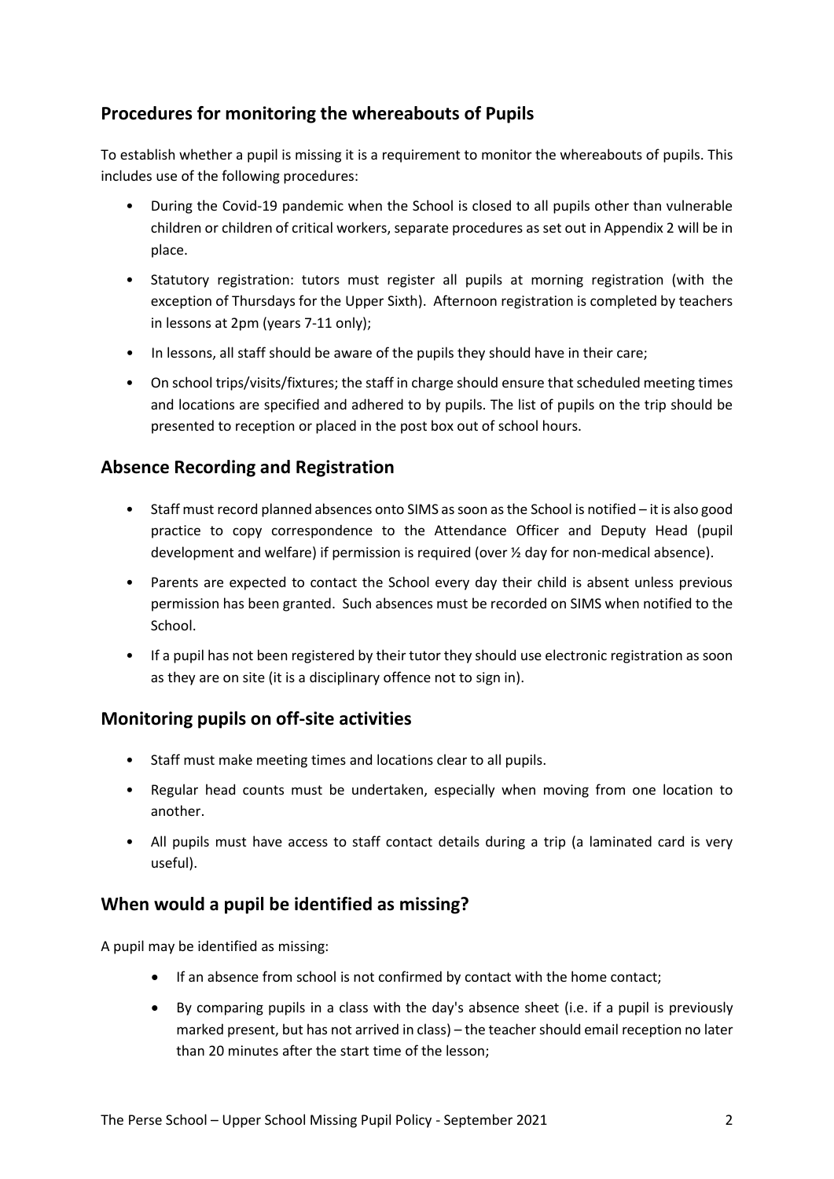## Procedures for monitoring the whereabouts of Pupils

To establish whether a pupil is missing it is a requirement to monitor the whereabouts of pupils. This includes use of the following procedures:

- During the Covid-19 pandemic when the School is closed to all pupils other than vulnerable children or children of critical workers, separate procedures as set out in Appendix 2 will be in place.
- Statutory registration: tutors must register all pupils at morning registration (with the exception of Thursdays for the Upper Sixth). Afternoon registration is completed by teachers in lessons at 2pm (years 7-11 only);
- In lessons, all staff should be aware of the pupils they should have in their care;
- On school trips/visits/fixtures; the staff in charge should ensure that scheduled meeting times and locations are specified and adhered to by pupils. The list of pupils on the trip should be presented to reception or placed in the post box out of school hours.

## Absence Recording and Registration

- Staff must record planned absences onto SIMS as soon as the School is notified – it is also good practice to copy correspondence to the Attendance Officer and Deputy Head (pupil development and welfare) if permission is required (over ½ day for non-medical absence).
- Parents are expected to contact the School every day their child is absent unless previous permission has been granted. Such absences must be recorded on SIMS when notified to the School.
- If a pupil has not been registered by their tutor they should use electronic registration as soon as they are on site (it is a disciplinary offence not to sign in).

## Monitoring pupils on off-site activities

- Staff must make meeting times and locations clear to all pupils.
- Regular head counts must be undertaken, especially when moving from one location to another.
- All pupils must have access to staff contact details during a trip (a laminated card is very useful).

## When would a pupil be identified as missing?

A pupil may be identified as missing:

- If an absence from school is not confirmed by contact with the home contact;
- By comparing pupils in a class with the day's absence sheet (i.e. if a pupil is previously marked present, but has not arrived in class) – the teacher should email reception no later than 20 minutes after the start time of the lesson;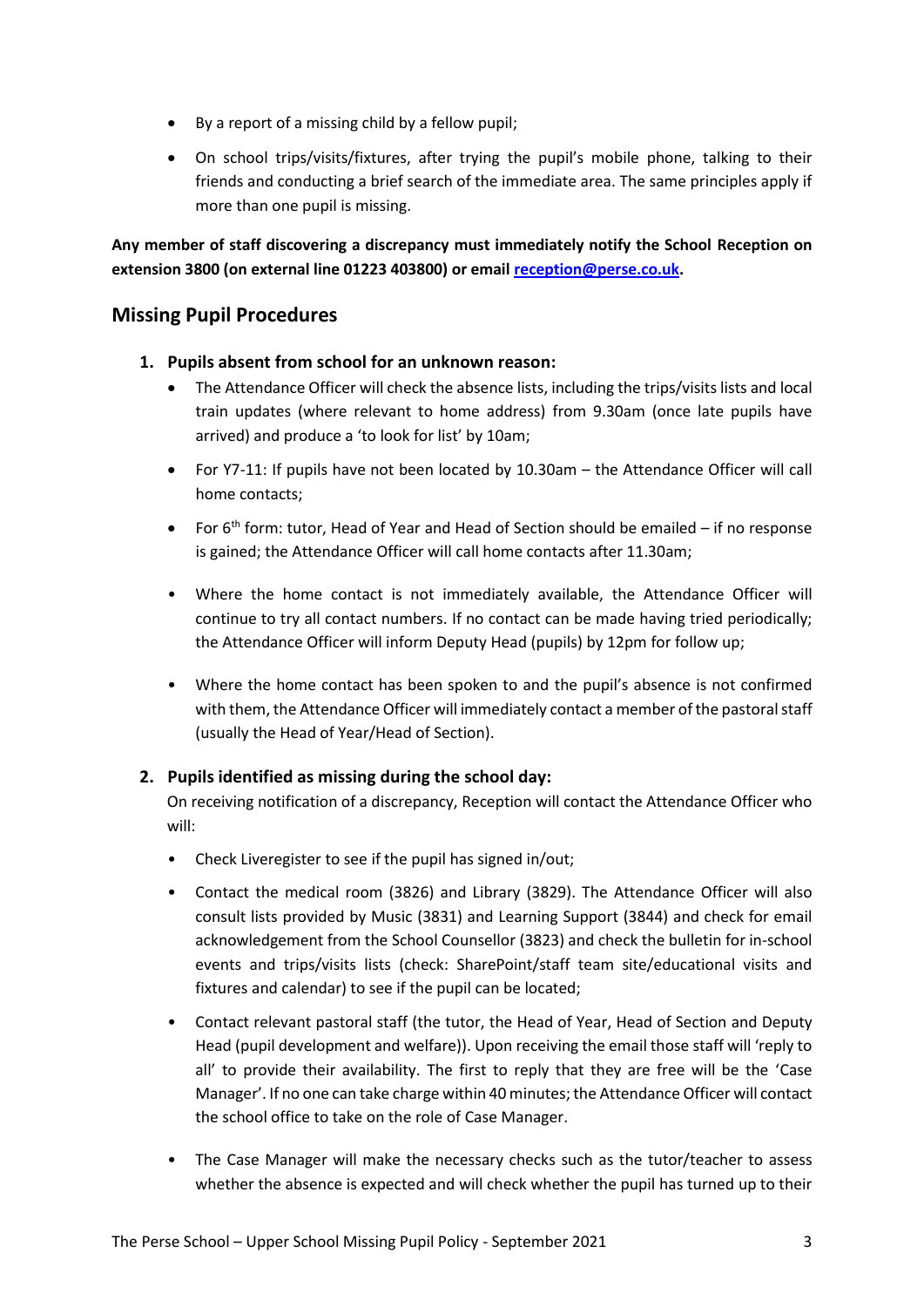- By a report of a missing child by a fellow pupil;
- On school trips/visits/fixtures, after trying the pupil's mobile phone, talking to their friends and conducting a brief search of the immediate area. The same principles apply if more than one pupil is missing.

**Any member of staff discovering a discrepancy must immediately notify the School Reception on extension 3800 (on external line 01223 403800) or email [reception@perse.co.uk](mailto:reception@perse.co.uk).**

## Missing Pupil Procedures

1. **Pupils absent from school for an unknown reason:**
   - The Attendance Officer will check the absence lists, including the trips/visits lists and local train updates (where relevant to home address) from 9.30am (once late pupils have arrived) and produce a 'to look for list' by 10am;
   - For Y7-11: If pupils have not been located by 10.30am – the Attendance Officer will call home contacts;
   - For 6th form: tutor, Head of Year and Head of Section should be emailed – if no response is gained; the Attendance Officer will call home contacts after 11.30am;
   - Where the home contact is not immediately available, the Attendance Officer will continue to try all contact numbers. If no contact can be made having tried periodically; the Attendance Officer will inform Deputy Head (pupils) by 12pm for follow up;
   - Where the home contact has been spoken to and the pupil's absence is not confirmed with them, the Attendance Officer will immediately contact a member of the pastoral staff (usually the Head of Year/Head of Section).

2. **Pupils identified as missing during the school day:**

   On receiving notification of a discrepancy, Reception will contact the Attendance Officer who will:

   - Check Liveregister to see if the pupil has signed in/out;
   - Contact the medical room (3826) and Library (3829). The Attendance Officer will also consult lists provided by Music (3831) and Learning Support (3844) and check for email acknowledgement from the School Counsellor (3823) and check the bulletin for in-school events and trips/visits lists (check: SharePoint/staff team site/educational visits and fixtures and calendar) to see if the pupil can be located;
   - Contact relevant pastoral staff (the tutor, the Head of Year, Head of Section and Deputy Head (pupil development and welfare)). Upon receiving the email those staff will 'reply to all' to provide their availability. The first to reply that they are free will be the 'Case Manager'. If no one can take charge within 40 minutes; the Attendance Officer will contact the school office to take on the role of Case Manager.
   - The Case Manager will make the necessary checks such as the tutor/teacher to assess whether the absence is expected and will check whether the pupil has turned up to their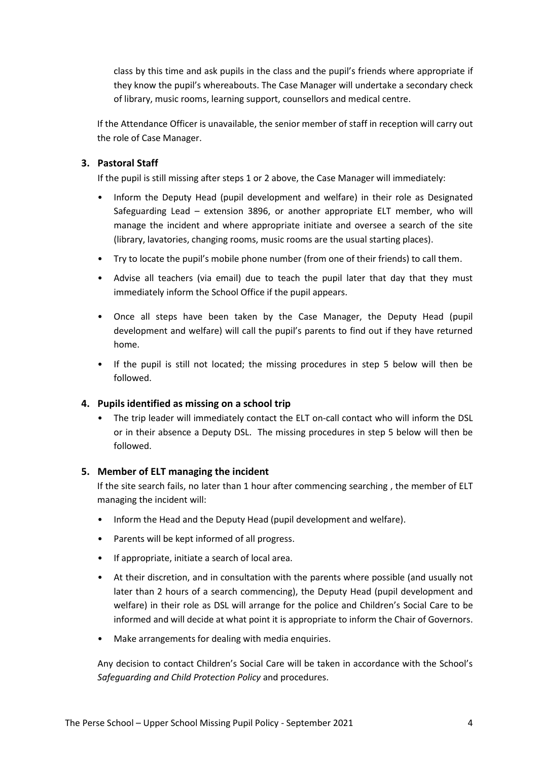class by this time and ask pupils in the class and the pupil's friends where appropriate if they know the pupil's whereabouts. The Case Manager will undertake a secondary check of library, music rooms, learning support, counsellors and medical centre.

If the Attendance Officer is unavailable, the senior member of staff in reception will carry out the role of Case Manager.

### 3. Pastoral Staff

If the pupil is still missing after steps 1 or 2 above, the Case Manager will immediately:

- Inform the Deputy Head (pupil development and welfare) in their role as Designated Safeguarding Lead – extension 3896, or another appropriate ELT member, who will manage the incident and where appropriate initiate and oversee a search of the site (library, lavatories, changing rooms, music rooms are the usual starting places).
- Try to locate the pupil's mobile phone number (from one of their friends) to call them.
- Advise all teachers (via email) due to teach the pupil later that day that they must immediately inform the School Office if the pupil appears.
- Once all steps have been taken by the Case Manager, the Deputy Head (pupil development and welfare) will call the pupil's parents to find out if they have returned home.
- If the pupil is still not located; the missing procedures in step 5 below will then be followed.

### 4. Pupils identified as missing on a school trip

- The trip leader will immediately contact the ELT on-call contact who will inform the DSL or in their absence a Deputy DSL. The missing procedures in step 5 below will then be followed.

### 5. Member of ELT managing the incident

If the site search fails, no later than 1 hour after commencing searching , the member of ELT managing the incident will:

- Inform the Head and the Deputy Head (pupil development and welfare).
- Parents will be kept informed of all progress.
- If appropriate, initiate a search of local area.
- At their discretion, and in consultation with the parents where possible (and usually not later than 2 hours of a search commencing), the Deputy Head (pupil development and welfare) in their role as DSL will arrange for the police and Children's Social Care to be informed and will decide at what point it is appropriate to inform the Chair of Governors.
- Make arrangements for dealing with media enquiries.

Any decision to contact Children's Social Care will be taken in accordance with the School's *Safeguarding and Child Protection Policy* and procedures.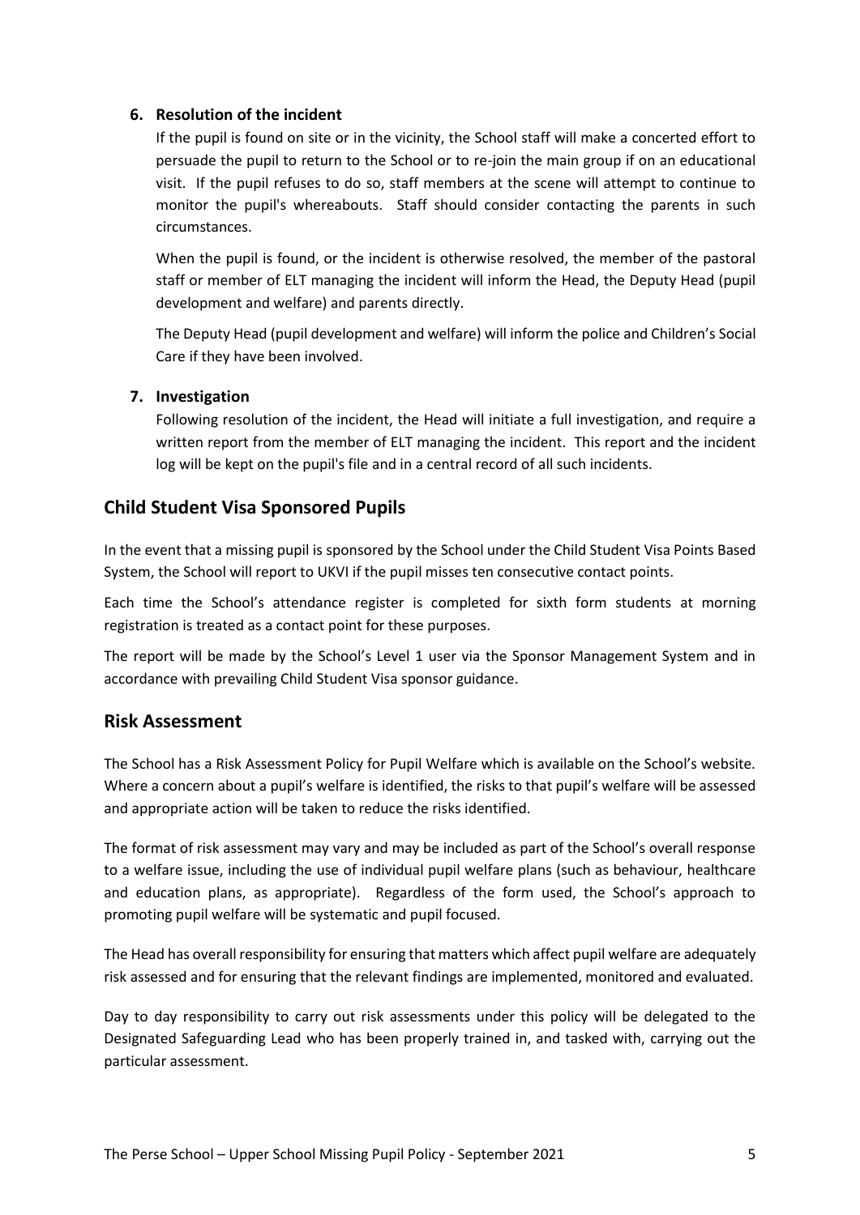6. **Resolution of the incident**

   If the pupil is found on site or in the vicinity, the School staff will make a concerted effort to persuade the pupil to return to the School or to re-join the main group if on an educational visit. If the pupil refuses to do so, staff members at the scene will attempt to continue to monitor the pupil's whereabouts. Staff should consider contacting the parents in such circumstances.

   When the pupil is found, or the incident is otherwise resolved, the member of the pastoral staff or member of ELT managing the incident will inform the Head, the Deputy Head (pupil development and welfare) and parents directly.

   The Deputy Head (pupil development and welfare) will inform the police and Children's Social Care if they have been involved.

7. **Investigation**

   Following resolution of the incident, the Head will initiate a full investigation, and require a written report from the member of ELT managing the incident. This report and the incident log will be kept on the pupil's file and in a central record of all such incidents.

## Child Student Visa Sponsored Pupils

In the event that a missing pupil is sponsored by the School under the Child Student Visa Points Based System, the School will report to UKVI if the pupil misses ten consecutive contact points.

Each time the School's attendance register is completed for sixth form students at morning registration is treated as a contact point for these purposes.

The report will be made by the School's Level 1 user via the Sponsor Management System and in accordance with prevailing Child Student Visa sponsor guidance.

## Risk Assessment

The School has a Risk Assessment Policy for Pupil Welfare which is available on the School's website. Where a concern about a pupil's welfare is identified, the risks to that pupil's welfare will be assessed and appropriate action will be taken to reduce the risks identified.

The format of risk assessment may vary and may be included as part of the School's overall response to a welfare issue, including the use of individual pupil welfare plans (such as behaviour, healthcare and education plans, as appropriate). Regardless of the form used, the School's approach to promoting pupil welfare will be systematic and pupil focused.

The Head has overall responsibility for ensuring that matters which affect pupil welfare are adequately risk assessed and for ensuring that the relevant findings are implemented, monitored and evaluated.

Day to day responsibility to carry out risk assessments under this policy will be delegated to the Designated Safeguarding Lead who has been properly trained in, and tasked with, carrying out the particular assessment.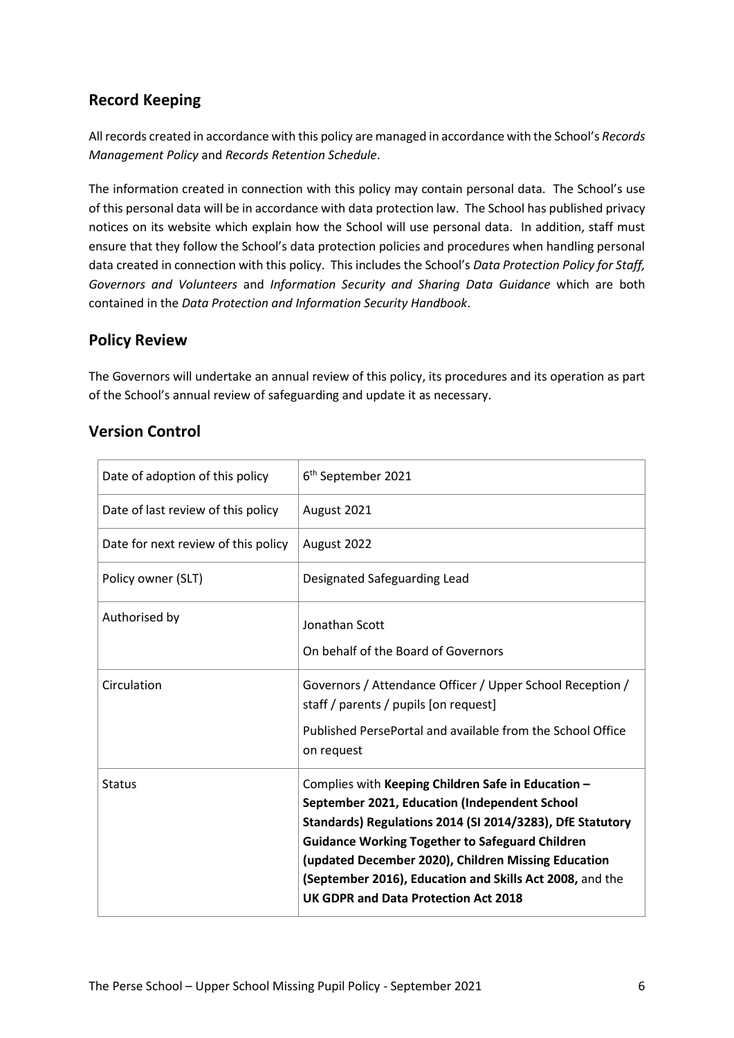## Record Keeping

All records created in accordance with this policy are managed in accordance with the School's *Records Management Policy* and *Records Retention Schedule*.

The information created in connection with this policy may contain personal data. The School's use of this personal data will be in accordance with data protection law. The School has published privacy notices on its website which explain how the School will use personal data. In addition, staff must ensure that they follow the School's data protection policies and procedures when handling personal data created in connection with this policy. This includes the School's *Data Protection Policy for Staff, Governors and Volunteers* and *Information Security and Sharing Data Guidance* which are both contained in the *Data Protection and Information Security Handbook*.

## Policy Review

The Governors will undertake an annual review of this policy, its procedures and its operation as part of the School's annual review of safeguarding and update it as necessary.

## Version Control

| | |
|---|---|
| Date of adoption of this policy | 6th September 2021 |
| Date of last review of this policy | August 2021 |
| Date for next review of this policy | August 2022 |
| Policy owner (SLT) | Designated Safeguarding Lead |
| Authorised by | Jonathan Scott<br>On behalf of the Board of Governors |
| Circulation | Governors / Attendance Officer / Upper School Reception / staff / parents / pupils [on request]<br>Published PersePortal and available from the School Office on request |
| Status | Complies with **Keeping Children Safe in Education – September 2021, Education (Independent School Standards) Regulations 2014 (SI 2014/3283), DfE Statutory Guidance Working Together to Safeguard Children (updated December 2020), Children Missing Education (September 2016), Education and Skills Act 2008,** and the **UK GDPR and Data Protection Act 2018** |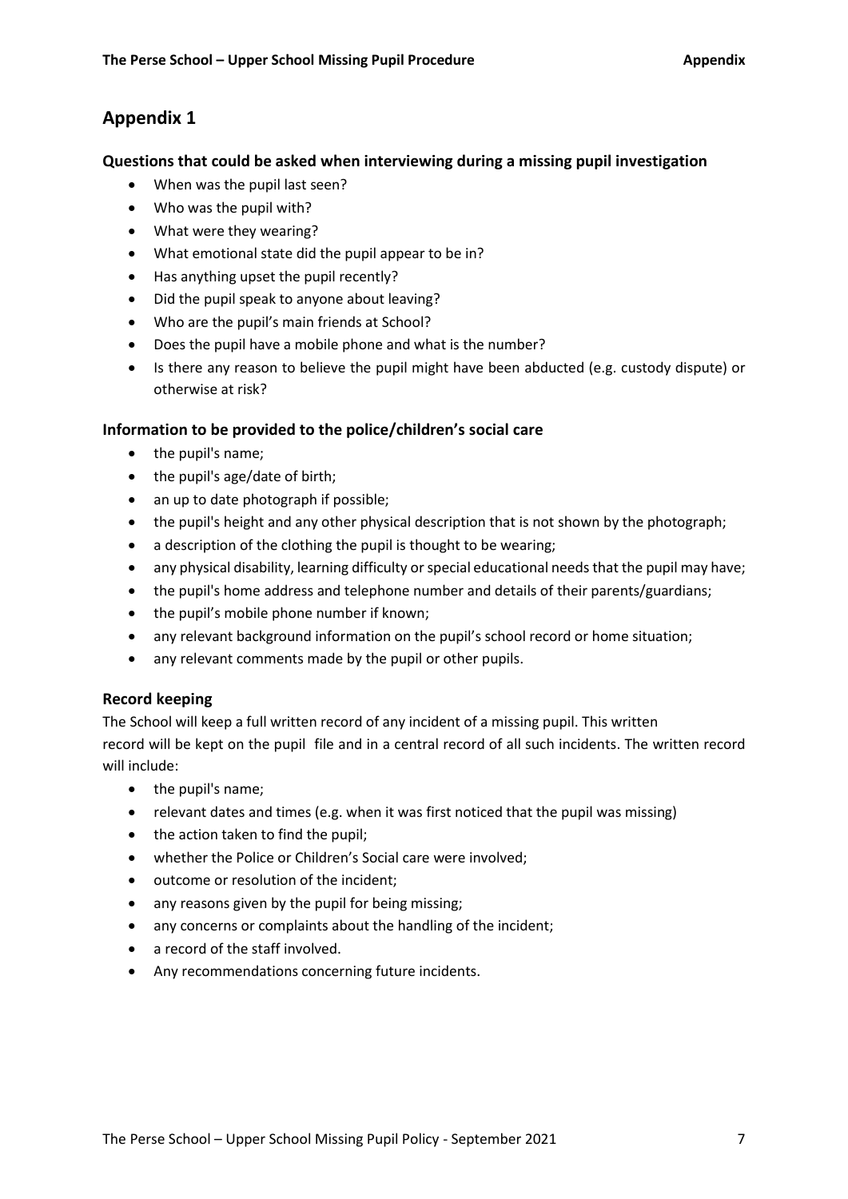# Appendix 1

### Questions that could be asked when interviewing during a missing pupil investigation

- When was the pupil last seen?
- Who was the pupil with?
- What were they wearing?
- What emotional state did the pupil appear to be in?
- Has anything upset the pupil recently?
- Did the pupil speak to anyone about leaving?
- Who are the pupil's main friends at School?
- Does the pupil have a mobile phone and what is the number?
- Is there any reason to believe the pupil might have been abducted (e.g. custody dispute) or otherwise at risk?

### Information to be provided to the police/children's social care

- the pupil's name;
- the pupil's age/date of birth;
- an up to date photograph if possible;
- the pupil's height and any other physical description that is not shown by the photograph;
- a description of the clothing the pupil is thought to be wearing;
- any physical disability, learning difficulty or special educational needs that the pupil may have;
- the pupil's home address and telephone number and details of their parents/guardians;
- the pupil's mobile phone number if known;
- any relevant background information on the pupil's school record or home situation;
- any relevant comments made by the pupil or other pupils.

### Record keeping

The School will keep a full written record of any incident of a missing pupil. This written record will be kept on the pupil file and in a central record of all such incidents. The written record will include:

- the pupil's name;
- relevant dates and times (e.g. when it was first noticed that the pupil was missing)
- the action taken to find the pupil;
- whether the Police or Children's Social care were involved;
- outcome or resolution of the incident;
- any reasons given by the pupil for being missing;
- any concerns or complaints about the handling of the incident;
- a record of the staff involved.
- Any recommendations concerning future incidents.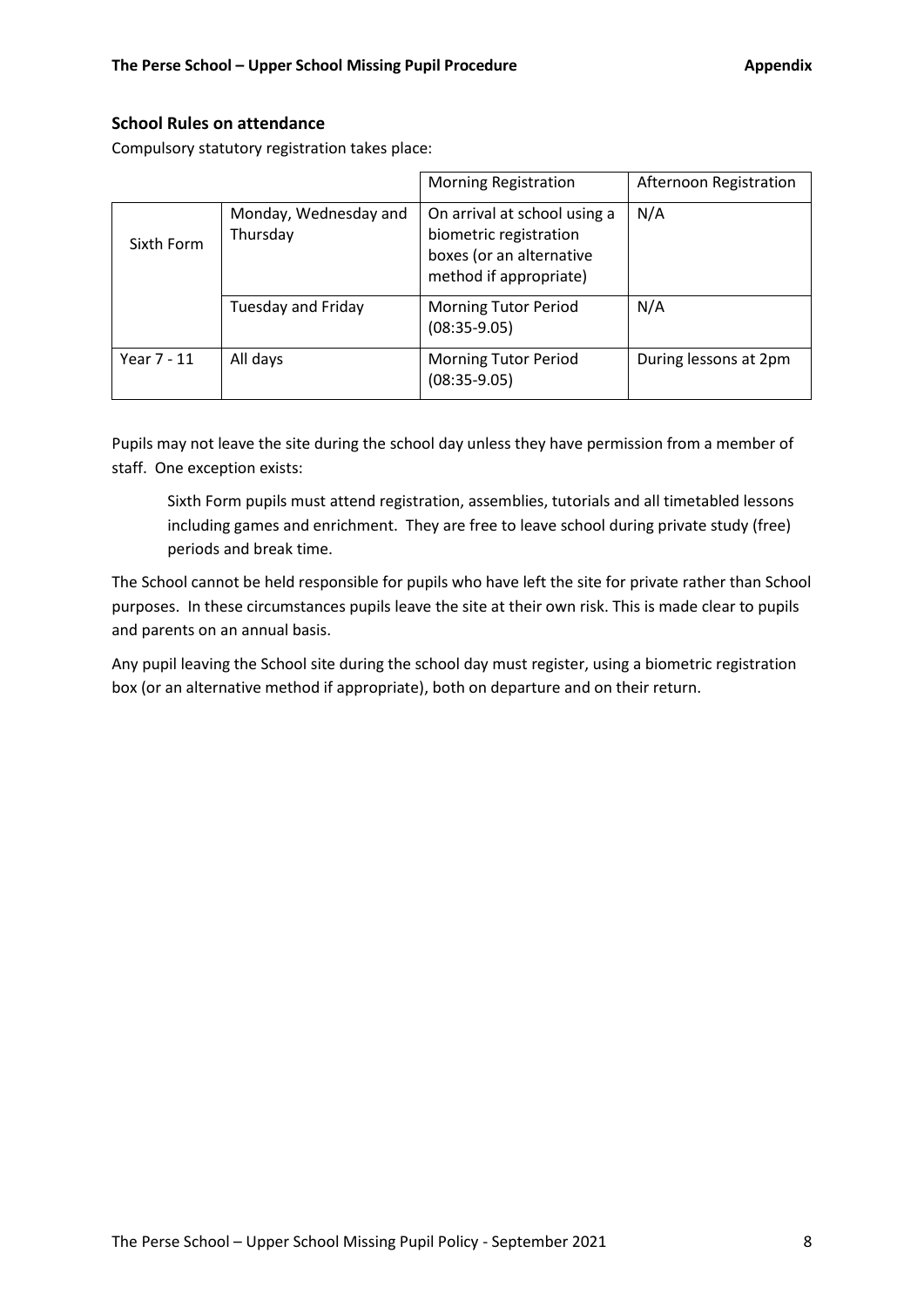## School Rules on attendance

Compulsory statutory registration takes place:

| | | Morning Registration | Afternoon Registration |
|---|---|---|---|
| Sixth Form | Monday, Wednesday and Thursday | On arrival at school using a biometric registration boxes (or an alternative method if appropriate) | N/A |
| | Tuesday and Friday | Morning Tutor Period (08:35-9.05) | N/A |
| Year 7 - 11 | All days | Morning Tutor Period (08:35-9.05) | During lessons at 2pm |

Pupils may not leave the site during the school day unless they have permission from a member of staff. One exception exists:

> Sixth Form pupils must attend registration, assemblies, tutorials and all timetabled lessons including games and enrichment. They are free to leave school during private study (free) periods and break time.

The School cannot be held responsible for pupils who have left the site for private rather than School purposes. In these circumstances pupils leave the site at their own risk. This is made clear to pupils and parents on an annual basis.

Any pupil leaving the School site during the school day must register, using a biometric registration box (or an alternative method if appropriate), both on departure and on their return.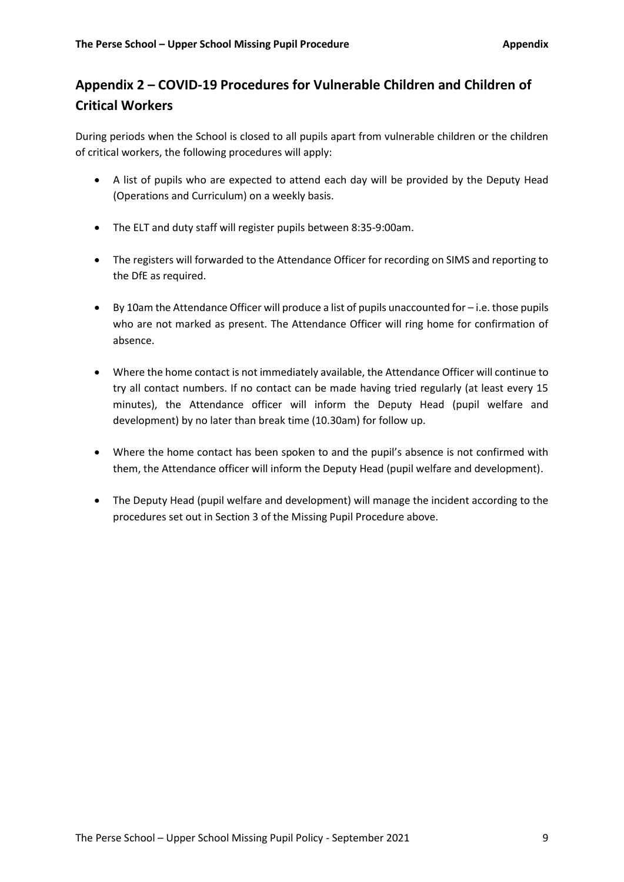## Appendix 2 – COVID-19 Procedures for Vulnerable Children and Children of Critical Workers

During periods when the School is closed to all pupils apart from vulnerable children or the children of critical workers, the following procedures will apply:

- A list of pupils who are expected to attend each day will be provided by the Deputy Head (Operations and Curriculum) on a weekly basis.
- The ELT and duty staff will register pupils between 8:35-9:00am.
- The registers will forwarded to the Attendance Officer for recording on SIMS and reporting to the DfE as required.
- By 10am the Attendance Officer will produce a list of pupils unaccounted for – i.e. those pupils who are not marked as present. The Attendance Officer will ring home for confirmation of absence.
- Where the home contact is not immediately available, the Attendance Officer will continue to try all contact numbers. If no contact can be made having tried regularly (at least every 15 minutes), the Attendance officer will inform the Deputy Head (pupil welfare and development) by no later than break time (10.30am) for follow up.
- Where the home contact has been spoken to and the pupil's absence is not confirmed with them, the Attendance officer will inform the Deputy Head (pupil welfare and development).
- The Deputy Head (pupil welfare and development) will manage the incident according to the procedures set out in Section 3 of the Missing Pupil Procedure above.